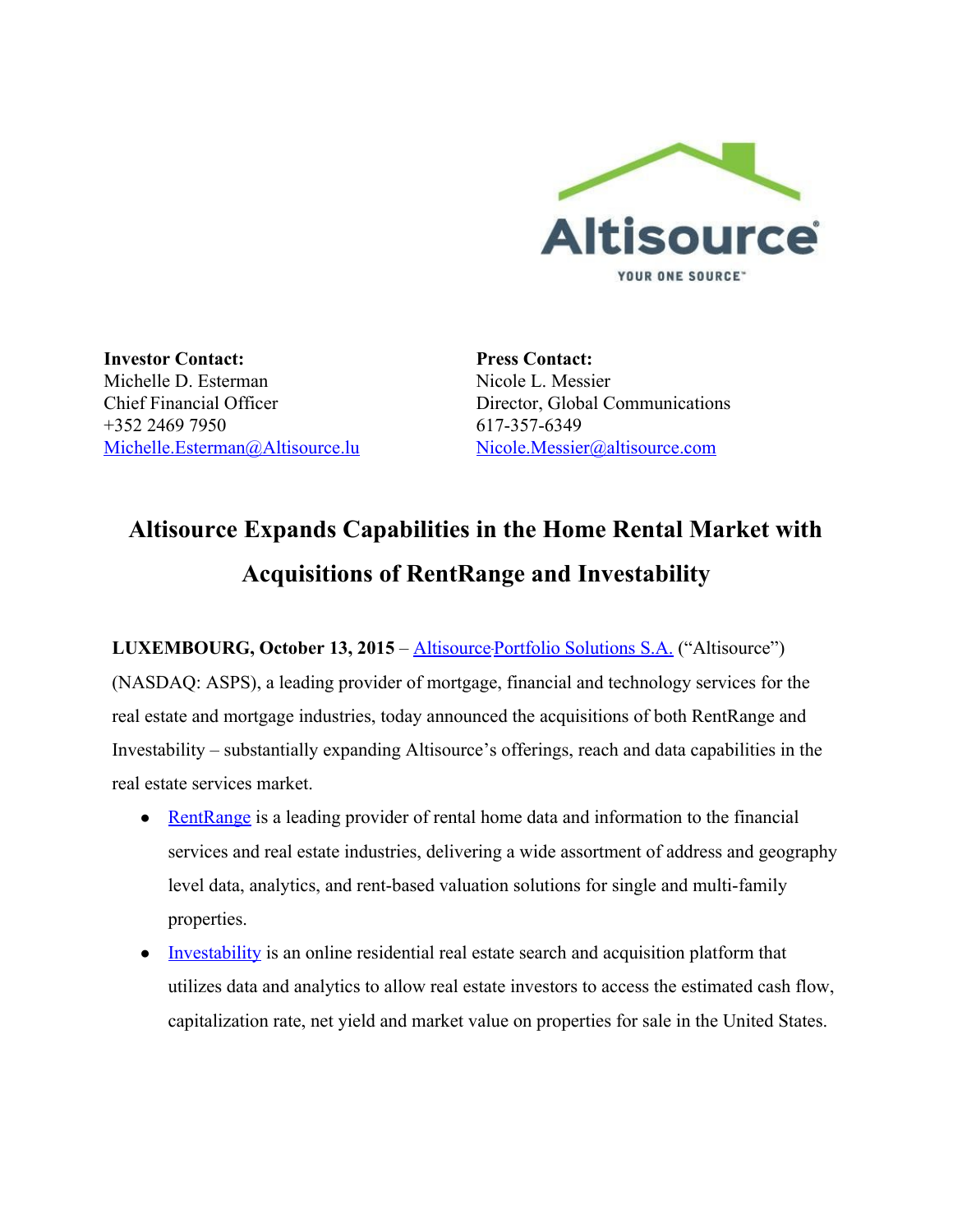**Investor Contact:**
Michelle D. Esterman
Chief Financial Officer
+352 2469 7950
Michelle.Esterman@Altisource.lu

**Press Contact:**
Nicole L. Messier
Director, Global Communications
617-357-6349
Nicole.Messier@altisource.com

# Altisource Expands Capabilities in the Home Rental Market with Acquisitions of RentRange and Investability

**LUXEMBOURG, October 13, 2015** – Altisource Portfolio Solutions S.A. ("Altisource") (NASDAQ: ASPS), a leading provider of mortgage, financial and technology services for the real estate and mortgage industries, today announced the acquisitions of both RentRange and Investability – substantially expanding Altisource's offerings, reach and data capabilities in the real estate services market.

- RentRange is a leading provider of rental home data and information to the financial services and real estate industries, delivering a wide assortment of address and geography level data, analytics, and rent-based valuation solutions for single and multi-family properties.
- Investability is an online residential real estate search and acquisition platform that utilizes data and analytics to allow real estate investors to access the estimated cash flow, capitalization rate, net yield and market value on properties for sale in the United States.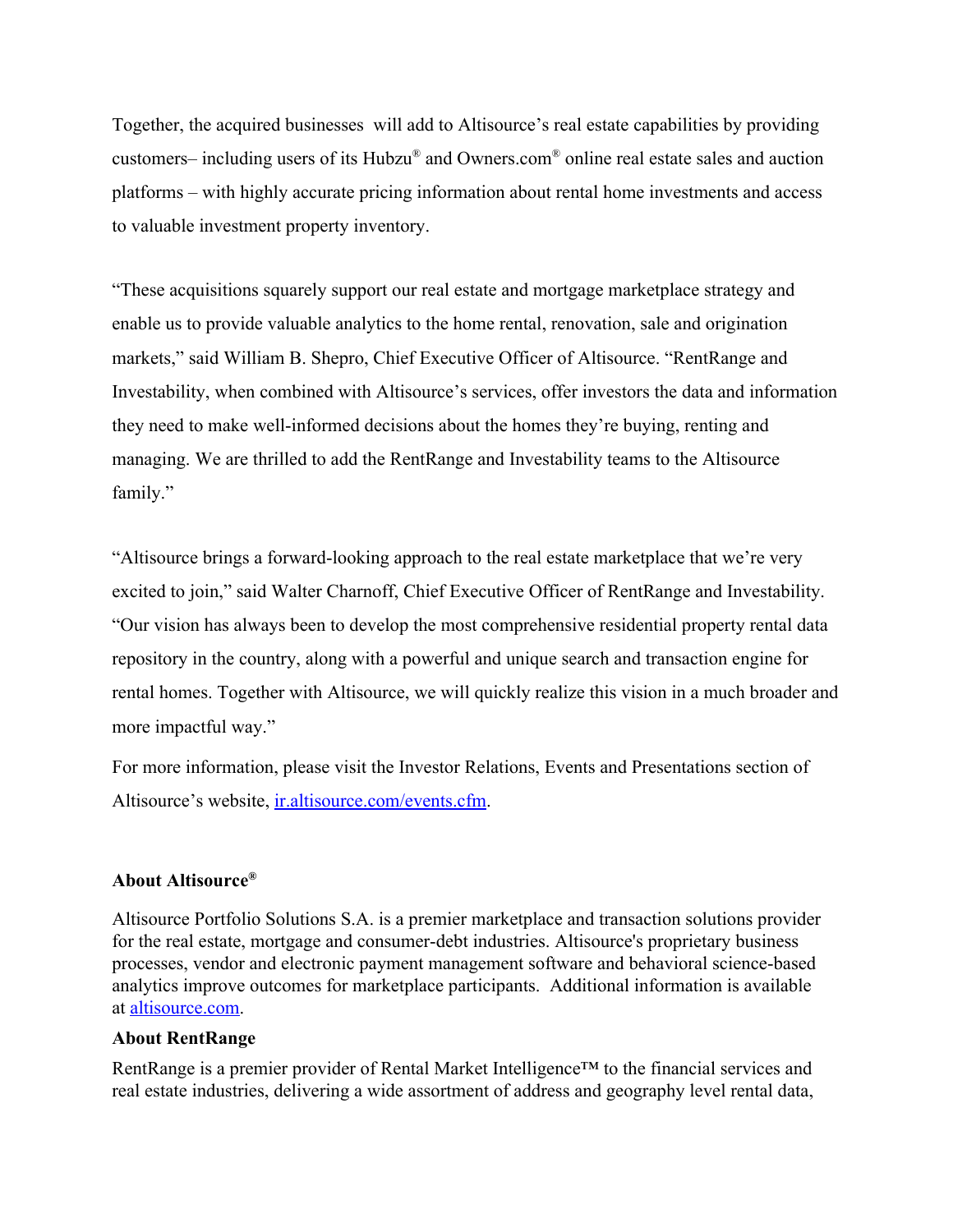Together, the acquired businesses will add to Altisource's real estate capabilities by providing customers– including users of its Hubzu® and Owners.com® online real estate sales and auction platforms – with highly accurate pricing information about rental home investments and access to valuable investment property inventory.

"These acquisitions squarely support our real estate and mortgage marketplace strategy and enable us to provide valuable analytics to the home rental, renovation, sale and origination markets," said William B. Shepro, Chief Executive Officer of Altisource. "RentRange and Investability, when combined with Altisource's services, offer investors the data and information they need to make well-informed decisions about the homes they're buying, renting and managing. We are thrilled to add the RentRange and Investability teams to the Altisource family."

"Altisource brings a forward-looking approach to the real estate marketplace that we're very excited to join," said Walter Charnoff, Chief Executive Officer of RentRange and Investability. "Our vision has always been to develop the most comprehensive residential property rental data repository in the country, along with a powerful and unique search and transaction engine for rental homes. Together with Altisource, we will quickly realize this vision in a much broader and more impactful way."

For more information, please visit the Investor Relations, Events and Presentations section of Altisource's website, [ir.altisource.com/events.cfm](ir.altisource.com/events.cfm).

**About Altisource®**

Altisource Portfolio Solutions S.A. is a premier marketplace and transaction solutions provider for the real estate, mortgage and consumer-debt industries. Altisource's proprietary business processes, vendor and electronic payment management software and behavioral science-based analytics improve outcomes for marketplace participants. Additional information is available at [altisource.com](altisource.com).

**About RentRange**

RentRange is a premier provider of Rental Market Intelligence™ to the financial services and real estate industries, delivering a wide assortment of address and geography level rental data,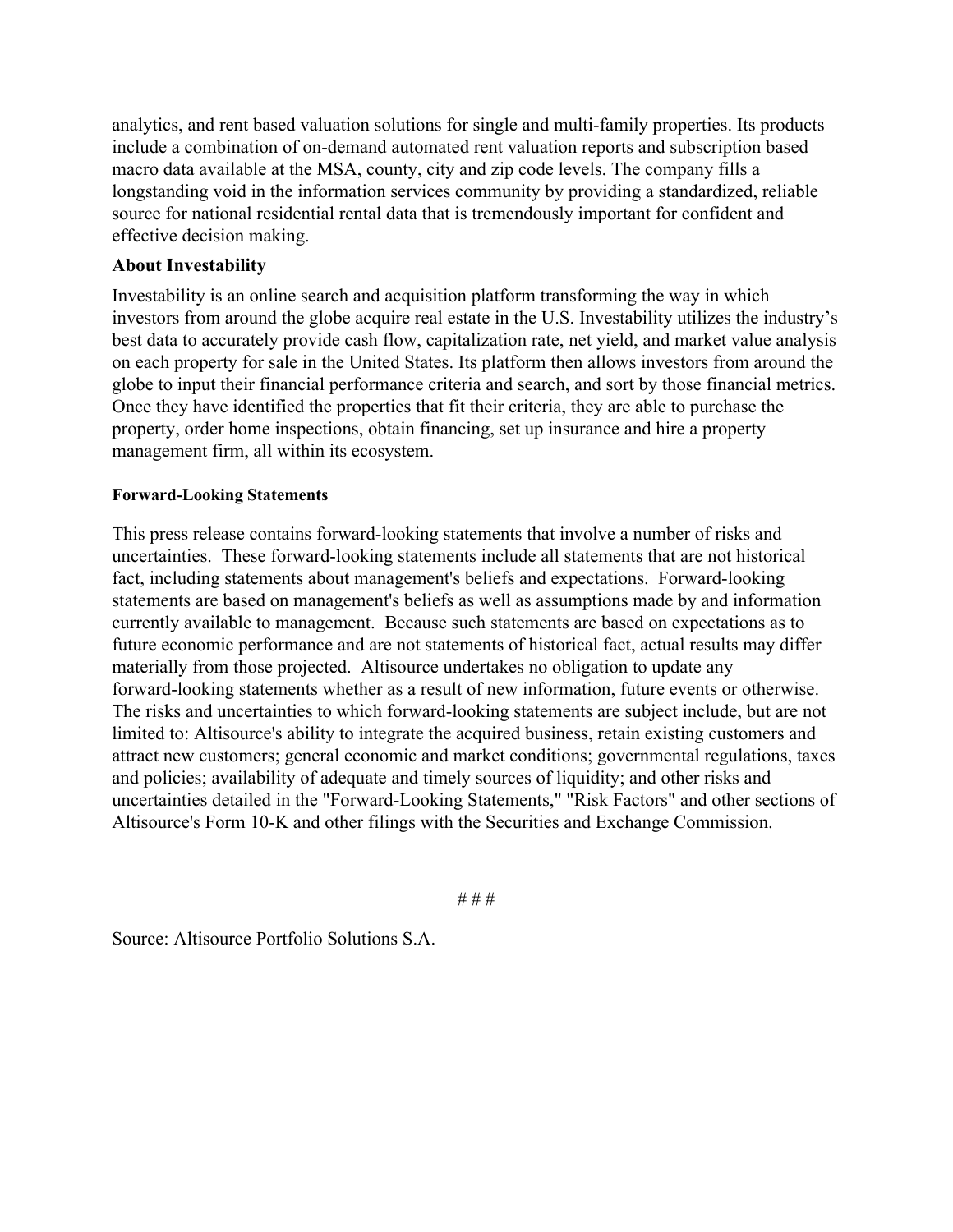analytics, and rent based valuation solutions for single and multi-family properties. Its products include a combination of on-demand automated rent valuation reports and subscription based macro data available at the MSA, county, city and zip code levels. The company fills a longstanding void in the information services community by providing a standardized, reliable source for national residential rental data that is tremendously important for confident and effective decision making.

**About Investability**

Investability is an online search and acquisition platform transforming the way in which investors from around the globe acquire real estate in the U.S. Investability utilizes the industry's best data to accurately provide cash flow, capitalization rate, net yield, and market value analysis on each property for sale in the United States. Its platform then allows investors from around the globe to input their financial performance criteria and search, and sort by those financial metrics. Once they have identified the properties that fit their criteria, they are able to purchase the property, order home inspections, obtain financing, set up insurance and hire a property management firm, all within its ecosystem.

**Forward-Looking Statements**

This press release contains forward-looking statements that involve a number of risks and uncertainties. These forward-looking statements include all statements that are not historical fact, including statements about management's beliefs and expectations. Forward-looking statements are based on management's beliefs as well as assumptions made by and information currently available to management. Because such statements are based on expectations as to future economic performance and are not statements of historical fact, actual results may differ materially from those projected. Altisource undertakes no obligation to update any forward-looking statements whether as a result of new information, future events or otherwise. The risks and uncertainties to which forward-looking statements are subject include, but are not limited to: Altisource's ability to integrate the acquired business, retain existing customers and attract new customers; general economic and market conditions; governmental regulations, taxes and policies; availability of adequate and timely sources of liquidity; and other risks and uncertainties detailed in the "Forward-Looking Statements," "Risk Factors" and other sections of Altisource's Form 10-K and other filings with the Securities and Exchange Commission.

# # #

Source: Altisource Portfolio Solutions S.A.